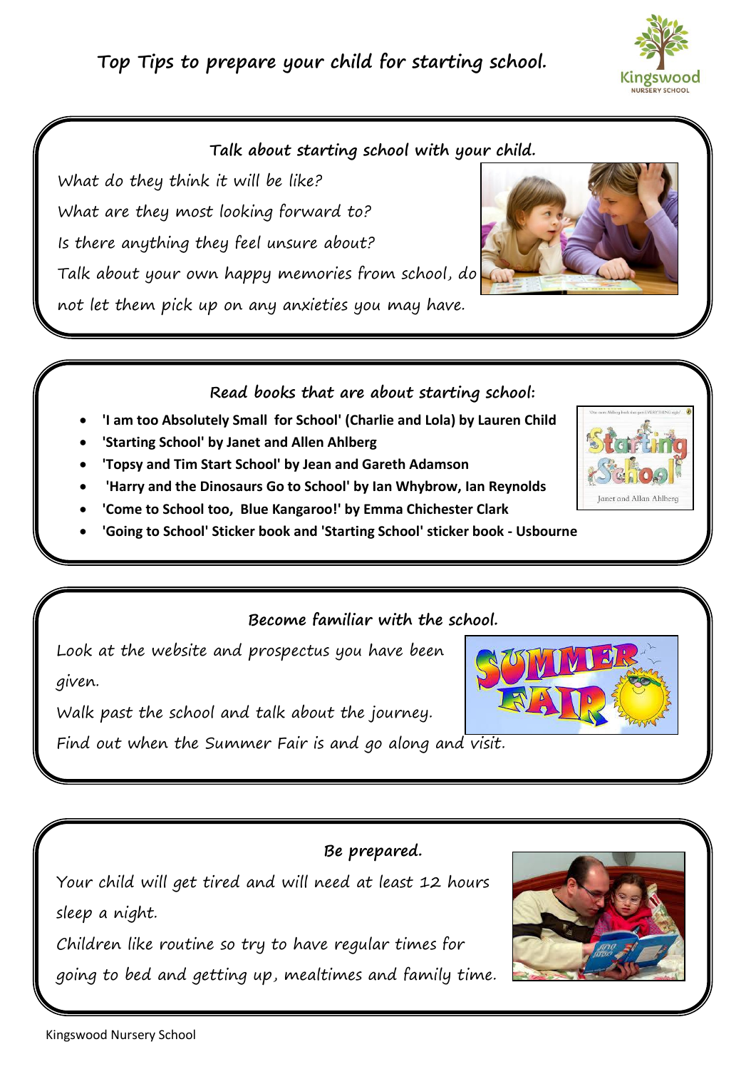# Top Tips to prepare your child for starting school.

Kingswood NURSERY SCHOOL

## Talk about starting school with your child.

What do they think it will be like?

What are they most looking forward to?

Is there anything they feel unsure about?

Talk about your own happy memories from school, do not let them pick up on any anxieties you may have.

## Read books that are about starting school:

- **'I am too Absolutely Small for School' (Charlie and Lola) by Lauren Child**
- **'Starting School' by Janet and Allen Ahlberg**
- **'Topsy and Tim Start School' by Jean and Gareth Adamson**
- **'Harry and the Dinosaurs Go to School' by Ian Whybrow, Ian Reynolds**
- **'Come to School too, Blue Kangaroo!' by Emma Chichester Clark**
- **'Going to School' Sticker book and 'Starting School' sticker book - Usbourne**

## Become familiar with the school.

Look at the website and prospectus you have been given.

Walk past the school and talk about the journey.

Find out when the Summer Fair is and go along and visit.

## Be prepared.

Your child will get tired and will need at least 12 hours sleep a night.

Children like routine so try to have regular times for going to bed and getting up, mealtimes and family time.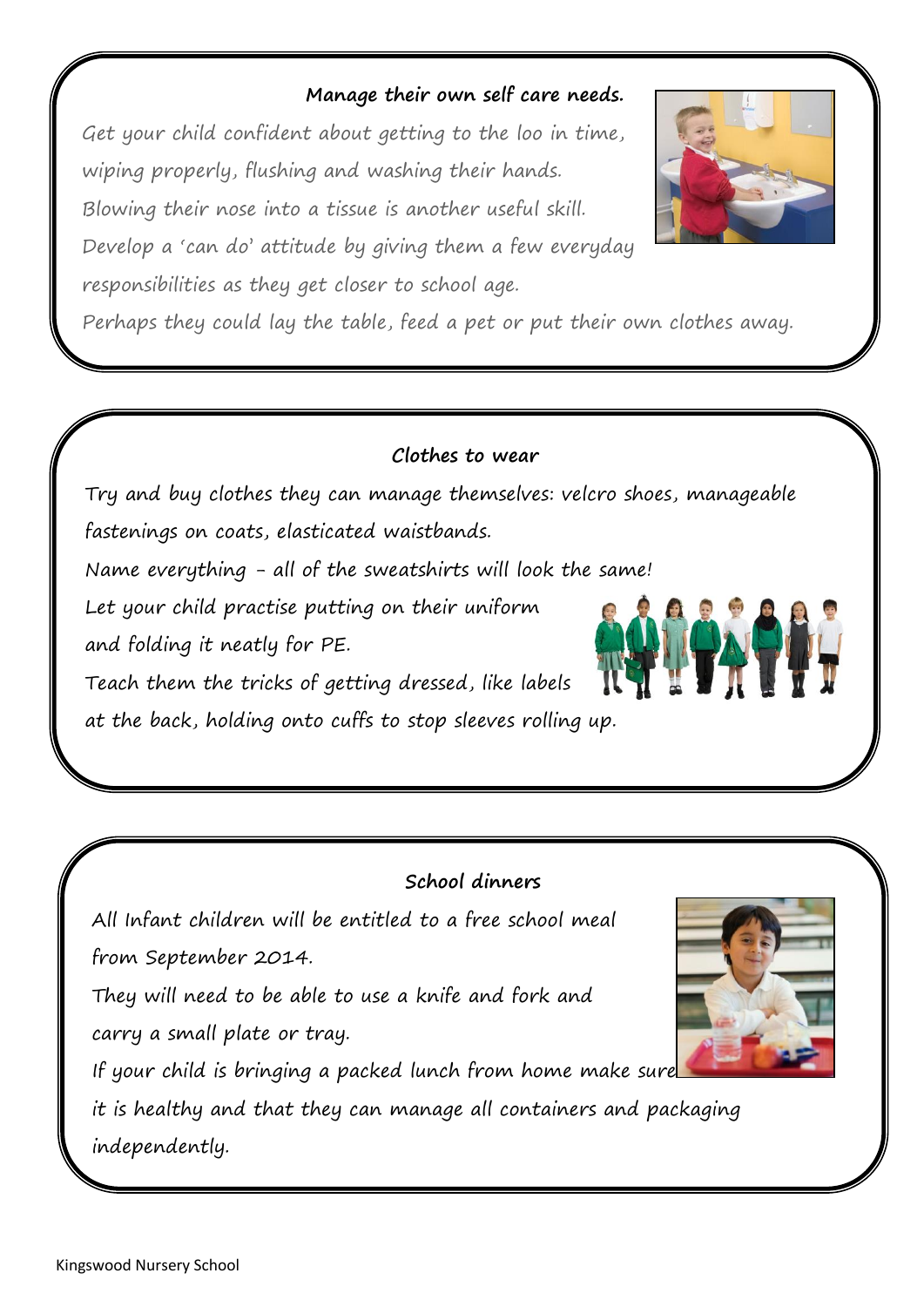### Manage their own self care needs.

Get your child confident about getting to the loo in time, wiping properly, flushing and washing their hands.
Blowing their nose into a tissue is another useful skill.
Develop a 'can do' attitude by giving them a few everyday responsibilities as they get closer to school age.
Perhaps they could lay the table, feed a pet or put their own clothes away.

### Clothes to wear

Try and buy clothes they can manage themselves: velcro shoes, manageable fastenings on coats, elasticated waistbands.
Name everything - all of the sweatshirts will look the same!
Let your child practise putting on their uniform and folding it neatly for PE.
Teach them the tricks of getting dressed, like labels at the back, holding onto cuffs to stop sleeves rolling up.

### School dinners

All Infant children will be entitled to a free school meal from September 2014.
They will need to be able to use a knife and fork and carry a small plate or tray.
If your child is bringing a packed lunch from home make sure it is healthy and that they can manage all containers and packaging independently.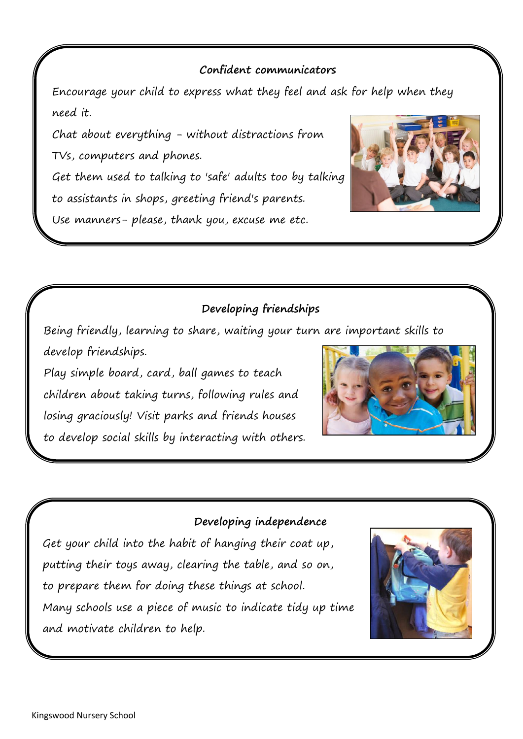## Confident communicators

Encourage your child to express what they feel and ask for help when they need it.

Chat about everything - without distractions from TVs, computers and phones.

Get them used to talking to 'safe' adults too by talking to assistants in shops, greeting friend's parents.

Use manners- please, thank you, excuse me etc.

## Developing friendships

Being friendly, learning to share, waiting your turn are important skills to develop friendships.

Play simple board, card, ball games to teach children about taking turns, following rules and losing graciously! Visit parks and friends houses to develop social skills by interacting with others.

## Developing independence

Get your child into the habit of hanging their coat up, putting their toys away, clearing the table, and so on, to prepare them for doing these things at school.

Many schools use a piece of music to indicate tidy up time and motivate children to help.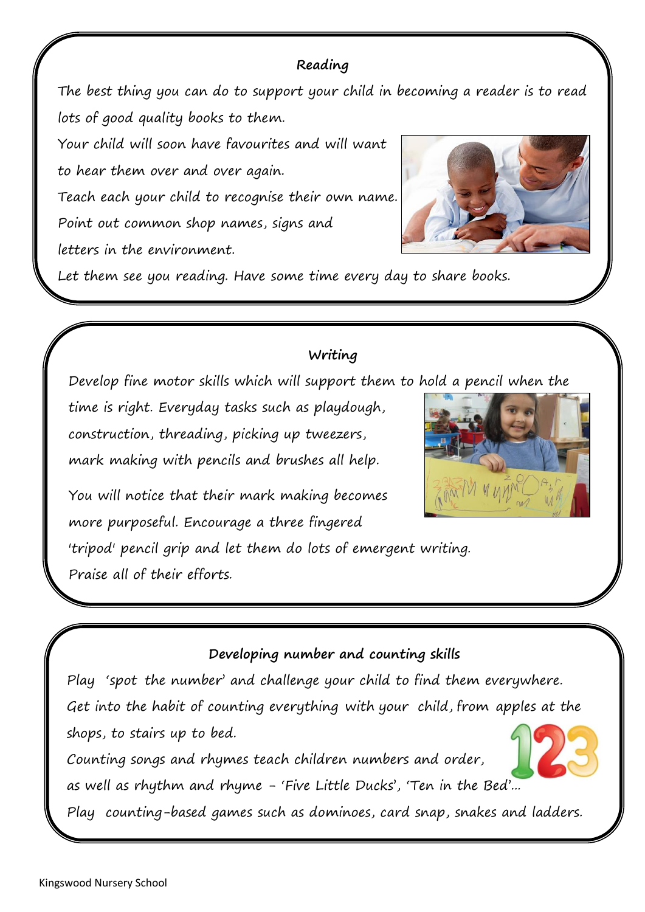## Reading

The best thing you can do to support your child in becoming a reader is to read lots of good quality books to them.

Your child will soon have favourites and will want to hear them over and over again.

Teach each your child to recognise their own name.

Point out common shop names, signs and letters in the environment.

Let them see you reading. Have some time every day to share books.

## Writing

Develop fine motor skills which will support them to hold a pencil when the time is right. Everyday tasks such as playdough, construction, threading, picking up tweezers, mark making with pencils and brushes all help.

You will notice that their mark making becomes more purposeful. Encourage a three fingered 'tripod' pencil grip and let them do lots of emergent writing. Praise all of their efforts.

## Developing number and counting skills

Play 'spot the number' and challenge your child to find them everywhere.

Get into the habit of counting everything with your child, from apples at the shops, to stairs up to bed.

Counting songs and rhymes teach children numbers and order, as well as rhythm and rhyme – 'Five Little Ducks', 'Ten in the Bed'...

Play counting-based games such as dominoes, card snap, snakes and ladders.

Kingswood Nursery School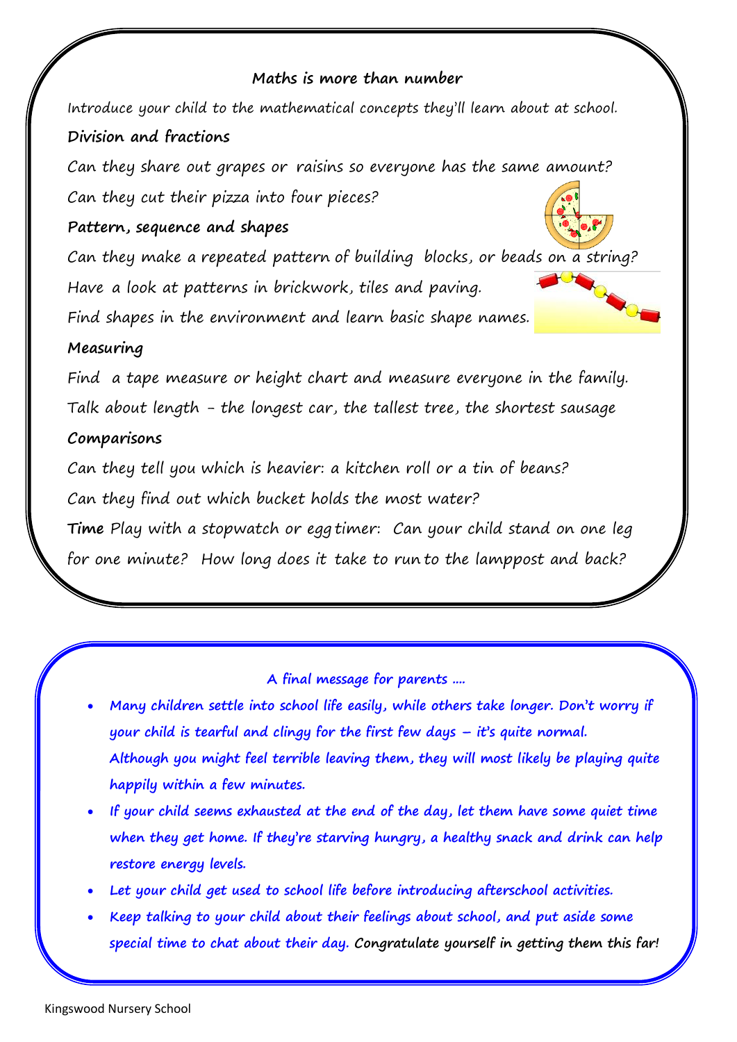## Maths is more than number

Introduce your child to the mathematical concepts they'll learn about at school.

**Division and fractions**

Can they share out grapes or raisins so everyone has the same amount?

Can they cut their pizza into four pieces?

**Pattern, sequence and shapes**

Can they make a repeated pattern of building blocks, or beads on a string?

Have a look at patterns in brickwork, tiles and paving.

Find shapes in the environment and learn basic shape names.

**Measuring**

Find a tape measure or height chart and measure everyone in the family.

Talk about length – the longest car, the tallest tree, the shortest sausage

**Comparisons**

Can they tell you which is heavier: a kitchen roll or a tin of beans?

Can they find out which bucket holds the most water?

**Time** Play with a stopwatch or egg timer: Can your child stand on one leg for one minute? How long does it take to run to the lamppost and back?

## A final message for parents ….

- **Many children settle into school life easily, while others take longer. Don't worry if your child is tearful and clingy for the first few days – it's quite normal. Although you might feel terrible leaving them, they will most likely be playing quite happily within a few minutes.**
- **If your child seems exhausted at the end of the day, let them have some quiet time when they get home. If they're starving hungry, a healthy snack and drink can help restore energy levels.**
- **Let your child get used to school life before introducing afterschool activities.**
- **Keep talking to your child about their feelings about school, and put aside some special time to chat about their day. Congratulate yourself in getting them this far!**